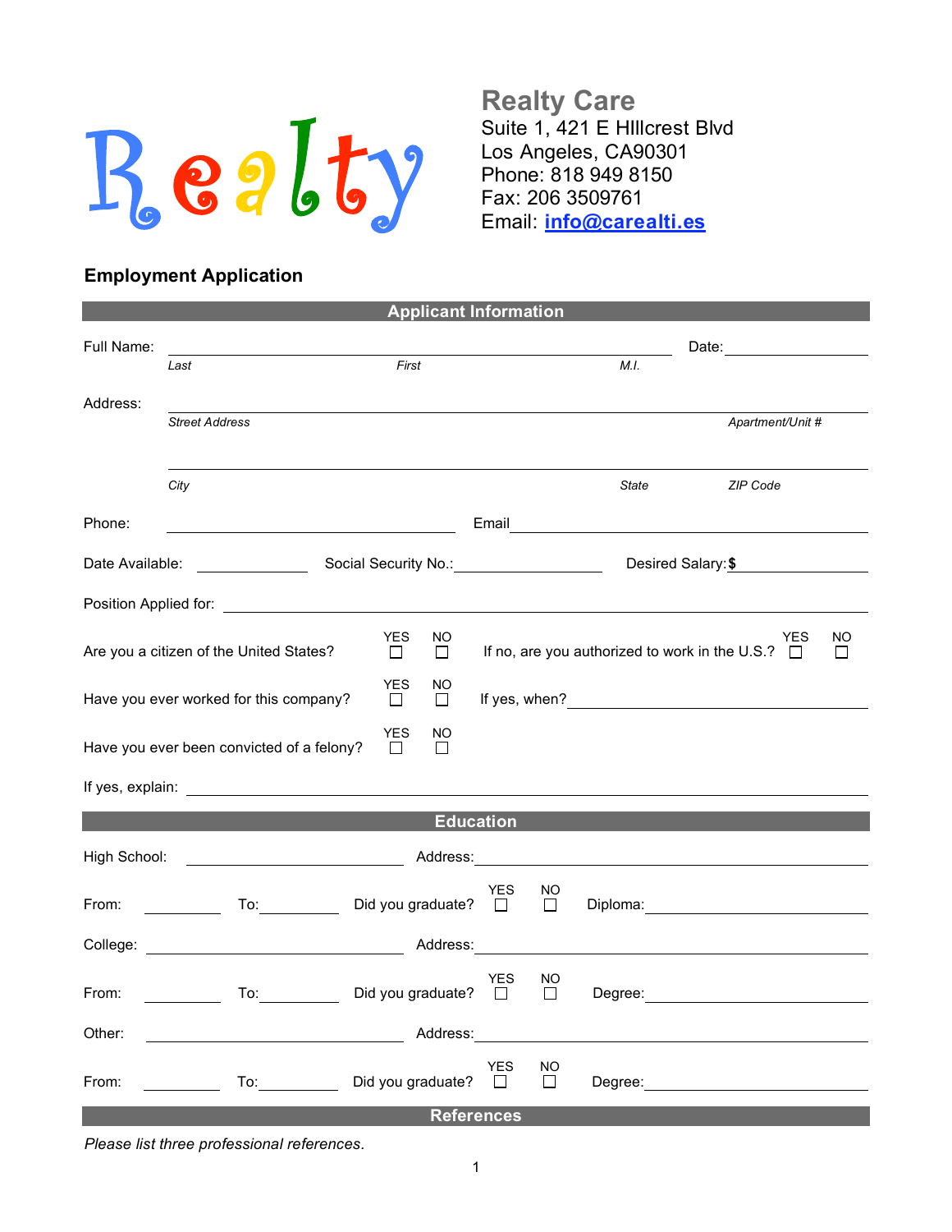Realty

**Realty Care**
Suite 1, 421 E HIllcrest Blvd
Los Angeles, CA90301
Phone: 818 949 8150
Fax: 206 3509761
Email: info@carealti.es

## Employment Application

### Applicant Information

Full Name: ______________________________ Date: ____________
*Last* *First* *M.I.*

Address: ______________________________
*Street Address* *Apartment/Unit #*

______________________________
*City* *State* *ZIP Code*

Phone: ______________ Email ______________

Date Available: ________ Social Security No.: ________ Desired Salary: $ ________

Position Applied for: ______________________________

Are you a citizen of the United States? YES ☐ NO ☐ If no, are you authorized to work in the U.S.? YES ☐ NO ☐

Have you ever worked for this company? YES ☐ NO ☐ If yes, when? ______________

Have you ever been convicted of a felony? YES ☐ NO ☐

If yes, explain: ______________________________

### Education

High School: ______________ Address: ______________

From: ________ To: ________ Did you graduate? YES ☐ NO ☐ Diploma: ______________

College: ______________ Address: ______________

From: ________ To: ________ Did you graduate? YES ☐ NO ☐ Degree: ______________

Other: ______________ Address: ______________

From: ________ To: ________ Did you graduate? YES ☐ NO ☐ Degree: ______________

### References

*Please list three professional references.*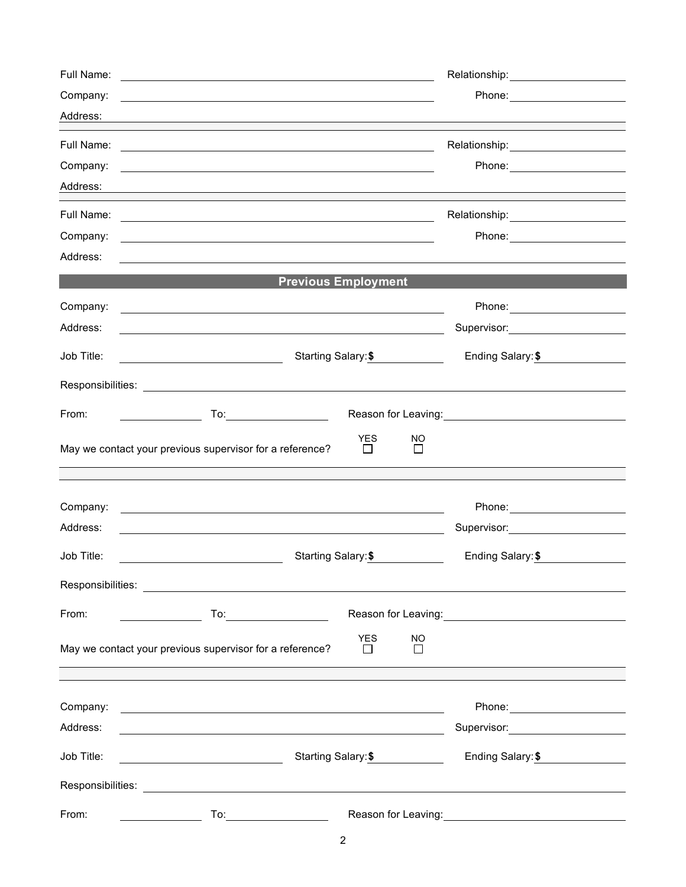Full Name: ______________________________ Relationship: ____________

Company: ______________________________ Phone: ____________

Address: ______________________________________________

---

Full Name: ______________________________ Relationship: ____________

Company: ______________________________ Phone: ____________

Address: ______________________________________________

---

Full Name: ______________________________ Relationship: ____________

Company: ______________________________ Phone: ____________

Address: ______________________________________________

## Previous Employment

Company: ______________________________ Phone: ____________

Address: ______________________________ Supervisor: ____________

Job Title: ________________ Starting Salary: $ ________ Ending Salary: $ ________

Responsibilities: ______________________________________________

From: ________ To: ________ Reason for Leaving: ____________________

May we contact your previous supervisor for a reference? YES ☐ NO ☐

---

Company: ______________________________ Phone: ____________

Address: ______________________________ Supervisor: ____________

Job Title: ________________ Starting Salary: $ ________ Ending Salary: $ ________

Responsibilities: ______________________________________________

From: ________ To: ________ Reason for Leaving: ____________________

May we contact your previous supervisor for a reference? YES ☐ NO ☐

---

Company: ______________________________ Phone: ____________

Address: ______________________________ Supervisor: ____________

Job Title: ________________ Starting Salary: $ ________ Ending Salary: $ ________

Responsibilities: ______________________________________________

From: ________ To: ________ Reason for Leaving: ____________________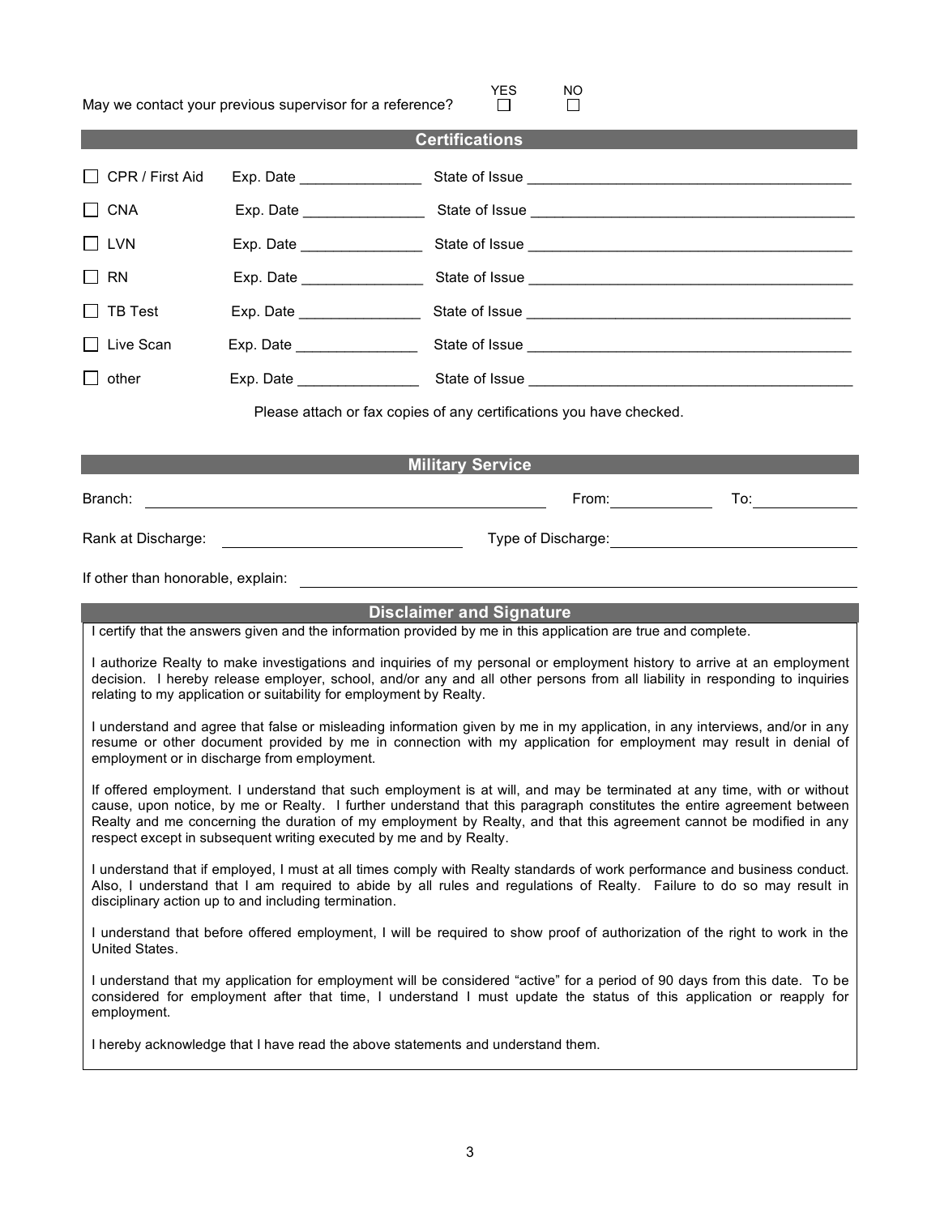May we contact your previous supervisor for a reference? YES ☐ NO ☐

## Certifications

| | | |
|---|---|---|
| ☐ CPR / First Aid | Exp. Date _______________ | State of Issue _______________________________________ |
| ☐ CNA | Exp. Date _______________ | State of Issue _______________________________________ |
| ☐ LVN | Exp. Date _______________ | State of Issue _______________________________________ |
| ☐ RN | Exp. Date _______________ | State of Issue _______________________________________ |
| ☐ TB Test | Exp. Date _______________ | State of Issue _______________________________________ |
| ☐ Live Scan | Exp. Date _______________ | State of Issue _______________________________________ |
| ☐ other | Exp. Date _______________ | State of Issue _______________________________________ |

Please attach or fax copies of any certifications you have checked.

## Military Service

Branch: ______________________________________________ From: ____________ To: ____________

Rank at Discharge: ___________________________ Type of Discharge: ___________________________

If other than honorable, explain: ____________________________________________________________

## Disclaimer and Signature

I certify that the answers given and the information provided by me in this application are true and complete.

I authorize Realty to make investigations and inquiries of my personal or employment history to arrive at an employment decision. I hereby release employer, school, and/or any and all other persons from all liability in responding to inquiries relating to my application or suitability for employment by Realty.

I understand and agree that false or misleading information given by me in my application, in any interviews, and/or in any resume or other document provided by me in connection with my application for employment may result in denial of employment or in discharge from employment.

If offered employment. I understand that such employment is at will, and may be terminated at any time, with or without cause, upon notice, by me or Realty. I further understand that this paragraph constitutes the entire agreement between Realty and me concerning the duration of my employment by Realty, and that this agreement cannot be modified in any respect except in subsequent writing executed by me and by Realty.

I understand that if employed, I must at all times comply with Realty standards of work performance and business conduct. Also, I understand that I am required to abide by all rules and regulations of Realty. Failure to do so may result in disciplinary action up to and including termination.

I understand that before offered employment, I will be required to show proof of authorization of the right to work in the United States.

I understand that my application for employment will be considered "active" for a period of 90 days from this date. To be considered for employment after that time, I understand I must update the status of this application or reapply for employment.

I hereby acknowledge that I have read the above statements and understand them.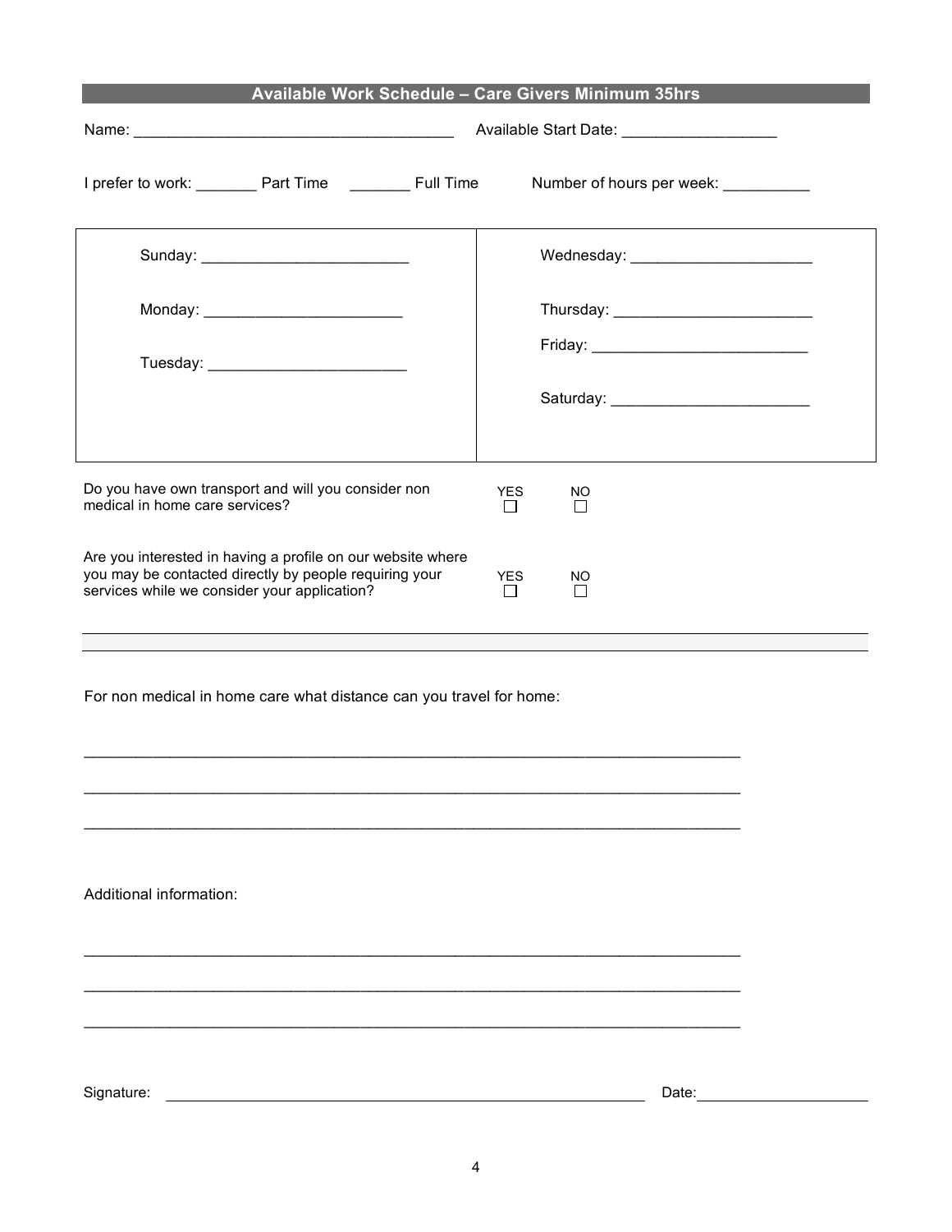## Available Work Schedule – Care Givers Minimum 35hrs

Name: ______________________________________ Available Start Date: __________________

I prefer to work: _______ Part Time _______ Full Time Number of hours per week: __________

| | |
|---|---|
| Sunday: ________________________ | Wednesday: _____________________ |
| Monday: _______________________ | Thursday: _______________________ |
| Tuesday: _______________________ | Friday: _________________________ |
| | Saturday: _______________________ |

| | YES | NO |
|---|---|---|
| Do you have own transport and will you consider non medical in home care services? | ☐ | ☐ |
| Are you interested in having a profile on our website where you may be contacted directly by people requiring your services while we consider your application? | ☐ | ☐ |

For non medical in home care what distance can you travel for home:

_____________________________________________________________________________

_____________________________________________________________________________

_____________________________________________________________________________

Additional information:

_____________________________________________________________________________

_____________________________________________________________________________

_____________________________________________________________________________

Signature: ________________________________________________ Date: ____________________